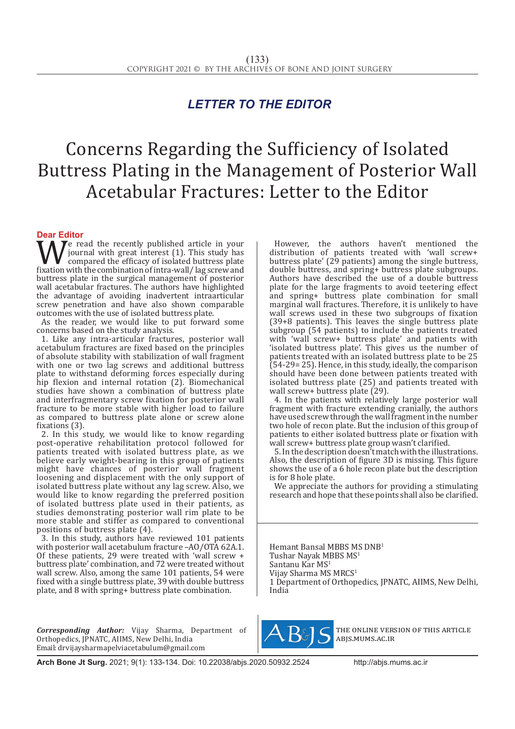*LETTER TO THE EDITOR*

# Concerns Regarding the Sufficiency of Isolated Buttress Plating in the Management of Posterior Wall Acetabular Fractures: Letter to the Editor

**Dear Editor**

We read the recently published article in your journal with great interest (1). This study has compared the efficacy of isolated buttress plate fixation with the combination of intra-wall/ lag screw and buttress plate in the surgical management of posterior wall acetabular fractures. The authors have highlighted the advantage of avoiding inadvertent intraarticular screw penetration and have also shown comparable outcomes with the use of isolated buttress plate.

As the reader, we would like to put forward some concerns based on the study analysis.

1. Like any intra-articular fractures, posterior wall acetabulum fractures are fixed based on the principles of absolute stability with stabilization of wall fragment with one or two lag screws and additional buttress plate to withstand deforming forces especially during hip flexion and internal rotation (2). Biomechanical studies have shown a combination of buttress plate and interfragmentary screw fixation for posterior wall fracture to be more stable with higher load to failure as compared to buttress plate alone or screw alone fixations (3).

2. In this study, we would like to know regarding post-operative rehabilitation protocol followed for patients treated with isolated buttress plate, as we believe early weight-bearing in this group of patients might have chances of posterior wall fragment loosening and displacement with the only support of isolated buttress plate without any lag screw. Also, we would like to know regarding the preferred position of isolated buttress plate used in their patients, as studies demonstrating posterior wall rim plate to be more stable and stiffer as compared to conventional positions of buttress plate (4).

3. In this study, authors have reviewed 101 patients with posterior wall acetabulum fracture –AO/OTA 62A.1. Of these patients, 29 were treated with 'wall screw + buttress plate' combination, and 72 were treated without wall screw. Also, among the same 101 patients, 54 were fixed with a single buttress plate, 39 with double buttress plate, and 8 with spring+ buttress plate combination.

However, the authors haven't mentioned the distribution of patients treated with 'wall screw+ buttress plate' (29 patients) among the single buttress, double buttress, and spring+ buttress plate subgroups. Authors have described the use of a double buttress plate for the large fragments to avoid teetering effect and spring+ buttress plate combination for small marginal wall fractures. Therefore, it is unlikely to have wall screws used in these two subgroups of fixation (39+8 patients). This leaves the single buttress plate subgroup (54 patients) to include the patients treated with 'wall screw+ buttress plate' and patients with 'isolated buttress plate'. This gives us the number of patients treated with an isolated buttress plate to be 25 (54-29= 25). Hence, in this study, ideally, the comparison should have been done between patients treated with isolated buttress plate (25) and patients treated with wall screw+ buttress plate (29).

4. In the patients with relatively large posterior wall fragment with fracture extending cranially, the authors have used screw through the wall fragment in the number two hole of recon plate. But the inclusion of this group of patients to either isolated buttress plate or fixation with wall screw+ buttress plate group wasn't clarified.

5. In the description doesn't match with the illustrations. Also, the description of figure 3D is missing. This figure shows the use of a 6 hole recon plate but the description is for 8 hole plate.

We appreciate the authors for providing a stimulating research and hope that these points shall also be clarified.

Hemant Bansal MBBS MS DNB[1]
Tushar Nayak MBBS MS[1]
Santanu Kar MS[1]
Vijay Sharma MS MRCS[1]
1 Department of Orthopedics, JPNATC, AIIMS, New Delhi, India

***Corresponding Author:*** Vijay Sharma, Department of Orthopedics, JPNATC, AIIMS, New Delhi, India
Email: drvijaysharmapelviacetabulum@gmail.com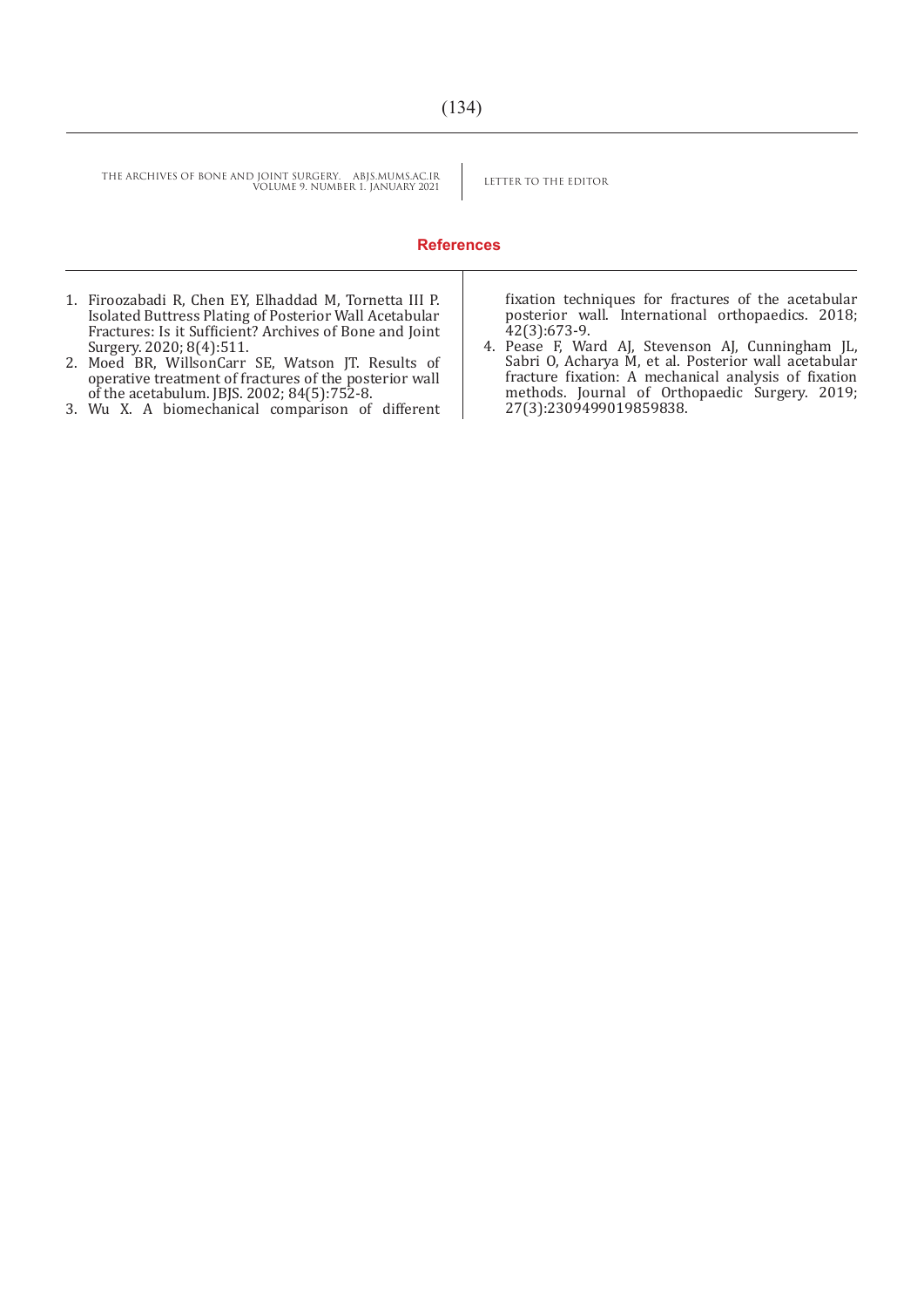## References

1. Firoozabadi R, Chen EY, Elhaddad M, Tornetta III P. Isolated Buttress Plating of Posterior Wall Acetabular Fractures: Is it Sufficient? Archives of Bone and Joint Surgery. 2020; 8(4):511.
2. Moed BR, WillsonCarr SE, Watson JT. Results of operative treatment of fractures of the posterior wall of the acetabulum. JBJS. 2002; 84(5):752-8.
3. Wu X. A biomechanical comparison of different fixation techniques for fractures of the acetabular posterior wall. International orthopaedics. 2018; 42(3):673-9.
4. Pease F, Ward AJ, Stevenson AJ, Cunningham JL, Sabri O, Acharya M, et al. Posterior wall acetabular fracture fixation: A mechanical analysis of fixation methods. Journal of Orthopaedic Surgery. 2019; 27(3):2309499019859838.